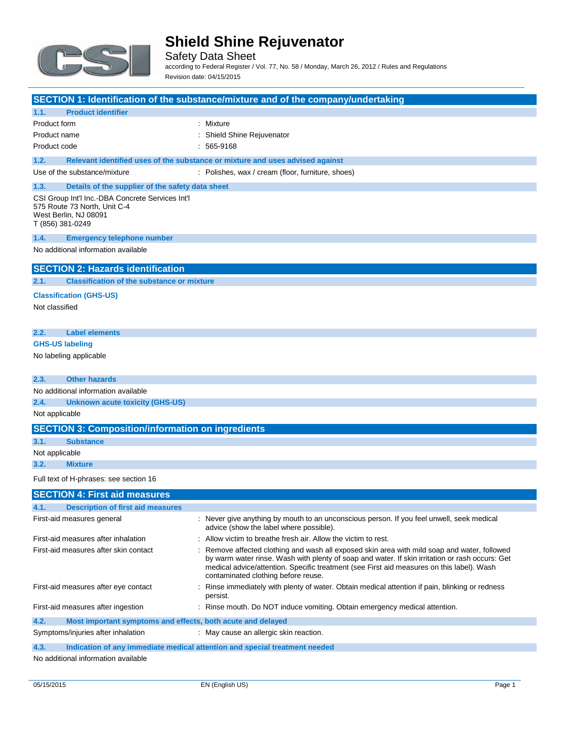# Shield Shine Rejuvenator

Safety Data Sheet

according to Federal Register / Vol. 77, No. 58 / Monday, March 26, 2012 / Rules and Regulations

Revision date: 04/15/2015

## SECTION 1: Identification of the substance/mixture and of the company/undertaking

### 1.1. Product identifier

| | |
|---|---|
| Product form | : Mixture |
| Product name | : Shield Shine Rejuvenator |
| Product code | : 565-9168 |

### 1.2. Relevant identified uses of the substance or mixture and uses advised against

| | |
|---|---|
| Use of the substance/mixture | : Polishes, wax / cream (floor, furniture, shoes) |

### 1.3. Details of the supplier of the safety data sheet

CSI Group Int'l Inc.-DBA Concrete Services Int'l
575 Route 73 North, Unit C-4
West Berlin, NJ 08091
T (856) 381-0249

### 1.4. Emergency telephone number

No additional information available

## SECTION 2: Hazards identification

### 2.1. Classification of the substance or mixture

**Classification (GHS-US)**

Not classified

### 2.2. Label elements

**GHS-US labeling**

No labeling applicable

### 2.3. Other hazards

No additional information available

### 2.4. Unknown acute toxicity (GHS-US)

Not applicable

## SECTION 3: Composition/information on ingredients

### 3.1. Substance

Not applicable

### 3.2. Mixture

Full text of H-phrases: see section 16

## SECTION 4: First aid measures

### 4.1. Description of first aid measures

| | |
|---|---|
| First-aid measures general | : Never give anything by mouth to an unconscious person. If you feel unwell, seek medical advice (show the label where possible). |
| First-aid measures after inhalation | : Allow victim to breathe fresh air. Allow the victim to rest. |
| First-aid measures after skin contact | : Remove affected clothing and wash all exposed skin area with mild soap and water, followed by warm water rinse. Wash with plenty of soap and water. If skin irritation or rash occurs: Get medical advice/attention. Specific treatment (see First aid measures on this label). Wash contaminated clothing before reuse. |
| First-aid measures after eye contact | : Rinse immediately with plenty of water. Obtain medical attention if pain, blinking or redness persist. |
| First-aid measures after ingestion | : Rinse mouth. Do NOT induce vomiting. Obtain emergency medical attention. |

### 4.2. Most important symptoms and effects, both acute and delayed

| | |
|---|---|
| Symptoms/injuries after inhalation | : May cause an allergic skin reaction. |

### 4.3. Indication of any immediate medical attention and special treatment needed

No additional information available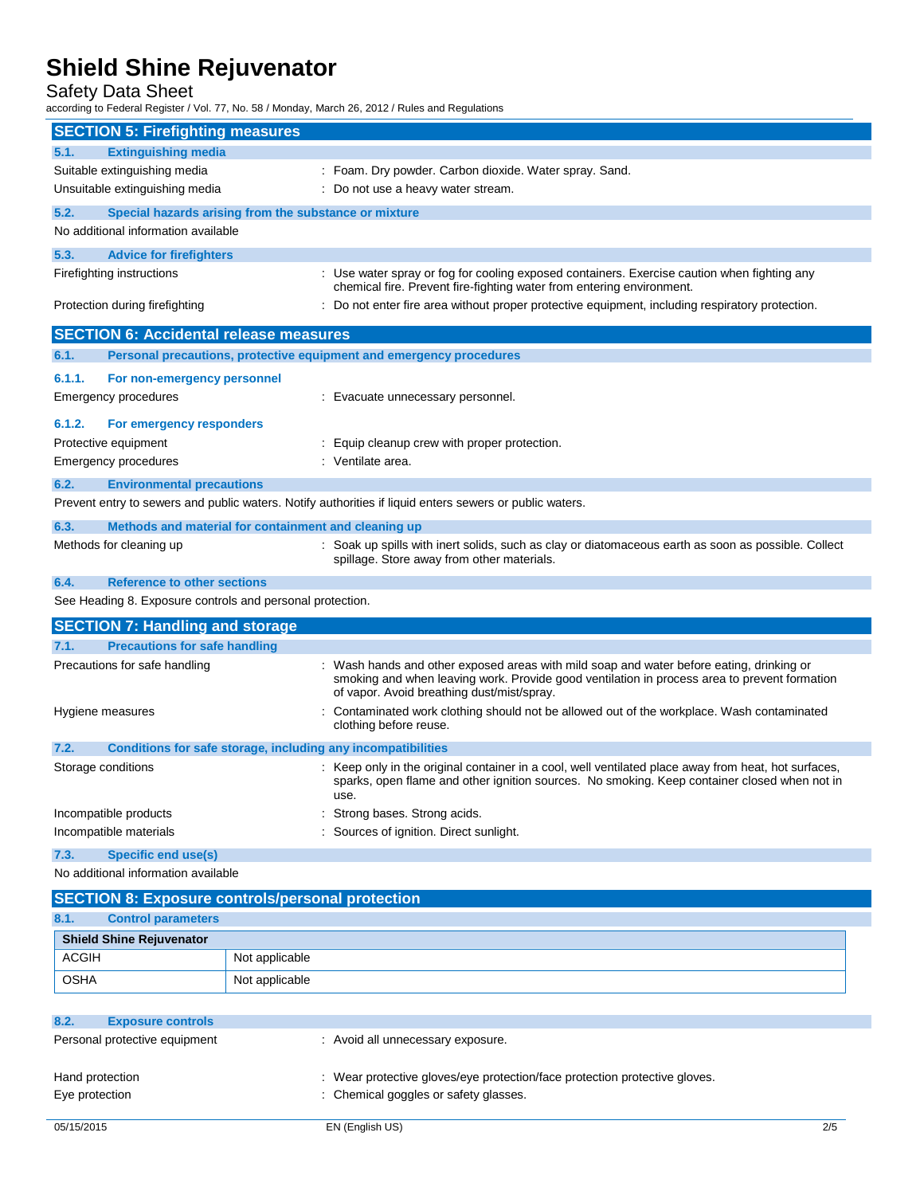## SECTION 5: Firefighting measures

### 5.1. Extinguishing media

Suitable extinguishing media : Foam. Dry powder. Carbon dioxide. Water spray. Sand.

Unsuitable extinguishing media : Do not use a heavy water stream.

### 5.2. Special hazards arising from the substance or mixture

No additional information available

### 5.3. Advice for firefighters

Firefighting instructions : Use water spray or fog for cooling exposed containers. Exercise caution when fighting any chemical fire. Prevent fire-fighting water from entering environment.

Protection during firefighting : Do not enter fire area without proper protective equipment, including respiratory protection.

## SECTION 6: Accidental release measures

### 6.1. Personal precautions, protective equipment and emergency procedures

#### 6.1.1. For non-emergency personnel

Emergency procedures : Evacuate unnecessary personnel.

#### 6.1.2. For emergency responders

Protective equipment : Equip cleanup crew with proper protection.

Emergency procedures : Ventilate area.

### 6.2. Environmental precautions

Prevent entry to sewers and public waters. Notify authorities if liquid enters sewers or public waters.

### 6.3. Methods and material for containment and cleaning up

Methods for cleaning up : Soak up spills with inert solids, such as clay or diatomaceous earth as soon as possible. Collect spillage. Store away from other materials.

### 6.4. Reference to other sections

See Heading 8. Exposure controls and personal protection.

## SECTION 7: Handling and storage

### 7.1. Precautions for safe handling

Precautions for safe handling : Wash hands and other exposed areas with mild soap and water before eating, drinking or smoking and when leaving work. Provide good ventilation in process area to prevent formation of vapor. Avoid breathing dust/mist/spray.

Hygiene measures : Contaminated work clothing should not be allowed out of the workplace. Wash contaminated clothing before reuse.

### 7.2. Conditions for safe storage, including any incompatibilities

Storage conditions : Keep only in the original container in a cool, well ventilated place away from heat, hot surfaces, sparks, open flame and other ignition sources. No smoking. Keep container closed when not in use.

Incompatible products : Strong bases. Strong acids.

Incompatible materials : Sources of ignition. Direct sunlight.

### 7.3. Specific end use(s)

No additional information available

## SECTION 8: Exposure controls/personal protection

### 8.1. Control parameters

| Shield Shine Rejuvenator | |
|---|---|
| ACGIH | Not applicable |
| OSHA | Not applicable |

### 8.2. Exposure controls

Personal protective equipment : Avoid all unnecessary exposure.

Hand protection : Wear protective gloves/eye protection/face protection protective gloves.

Eye protection : Chemical goggles or safety glasses.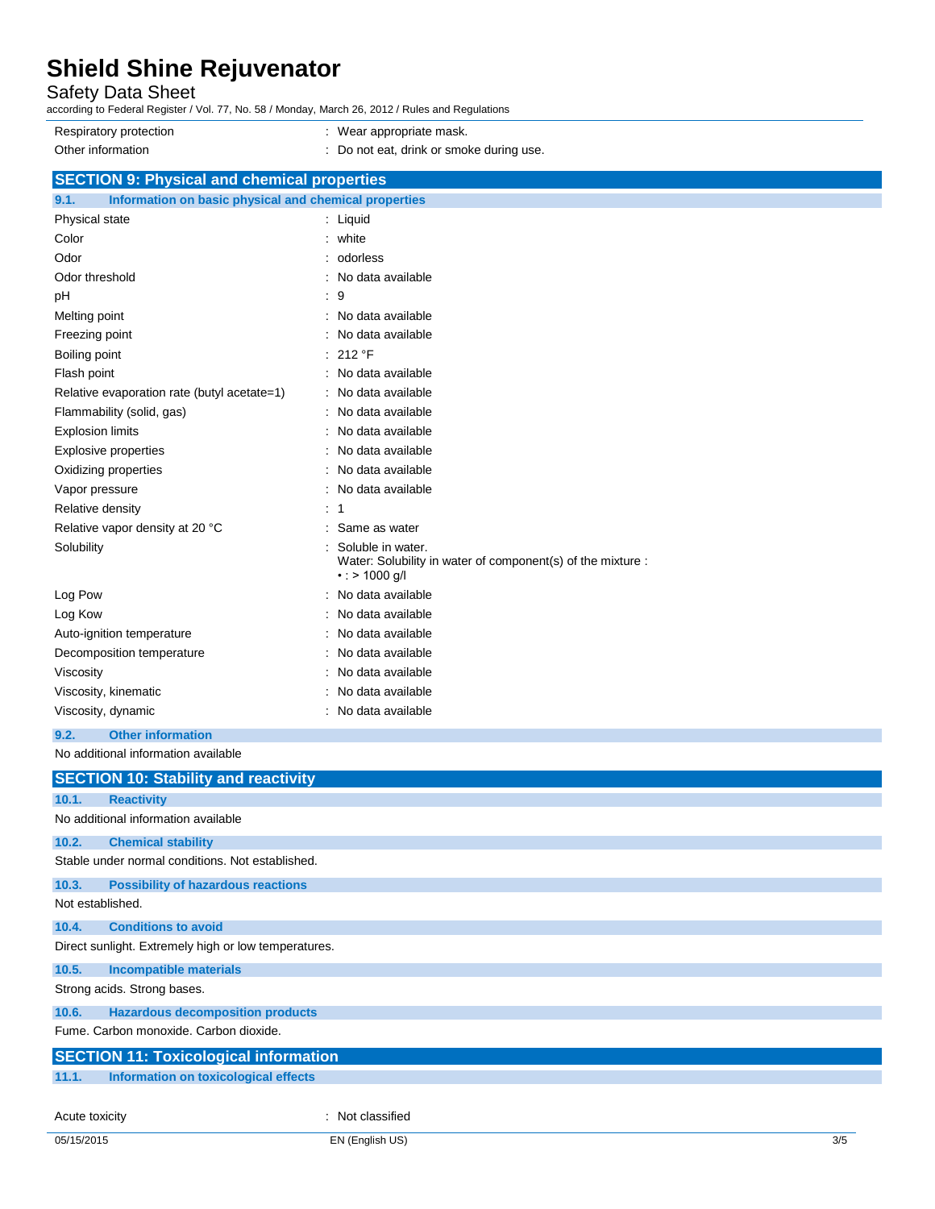| | |
|---|---|
| Respiratory protection | : Wear appropriate mask. |
| Other information | : Do not eat, drink or smoke during use. |

## SECTION 9: Physical and chemical properties

### 9.1. Information on basic physical and chemical properties

| | |
|---|---|
| Physical state | : Liquid |
| Color | : white |
| Odor | : odorless |
| Odor threshold | : No data available |
| pH | : 9 |
| Melting point | : No data available |
| Freezing point | : No data available |
| Boiling point | : 212 °F |
| Flash point | : No data available |
| Relative evaporation rate (butyl acetate=1) | : No data available |
| Flammability (solid, gas) | : No data available |
| Explosion limits | : No data available |
| Explosive properties | : No data available |
| Oxidizing properties | : No data available |
| Vapor pressure | : No data available |
| Relative density | : 1 |
| Relative vapor density at 20 °C | : Same as water |
| Solubility | : Soluble in water. Water: Solubility in water of component(s) of the mixture : • : > 1000 g/l |
| Log Pow | : No data available |
| Log Kow | : No data available |
| Auto-ignition temperature | : No data available |
| Decomposition temperature | : No data available |
| Viscosity | : No data available |
| Viscosity, kinematic | : No data available |
| Viscosity, dynamic | : No data available |

### 9.2. Other information

No additional information available

## SECTION 10: Stability and reactivity

### 10.1. Reactivity

No additional information available

### 10.2. Chemical stability

Stable under normal conditions. Not established.

### 10.3. Possibility of hazardous reactions

Not established.

### 10.4. Conditions to avoid

Direct sunlight. Extremely high or low temperatures.

### 10.5. Incompatible materials

Strong acids. Strong bases.

### 10.6. Hazardous decomposition products

Fume. Carbon monoxide. Carbon dioxide.

## SECTION 11: Toxicological information

### 11.1. Information on toxicological effects

| | |
|---|---|
| Acute toxicity | : Not classified |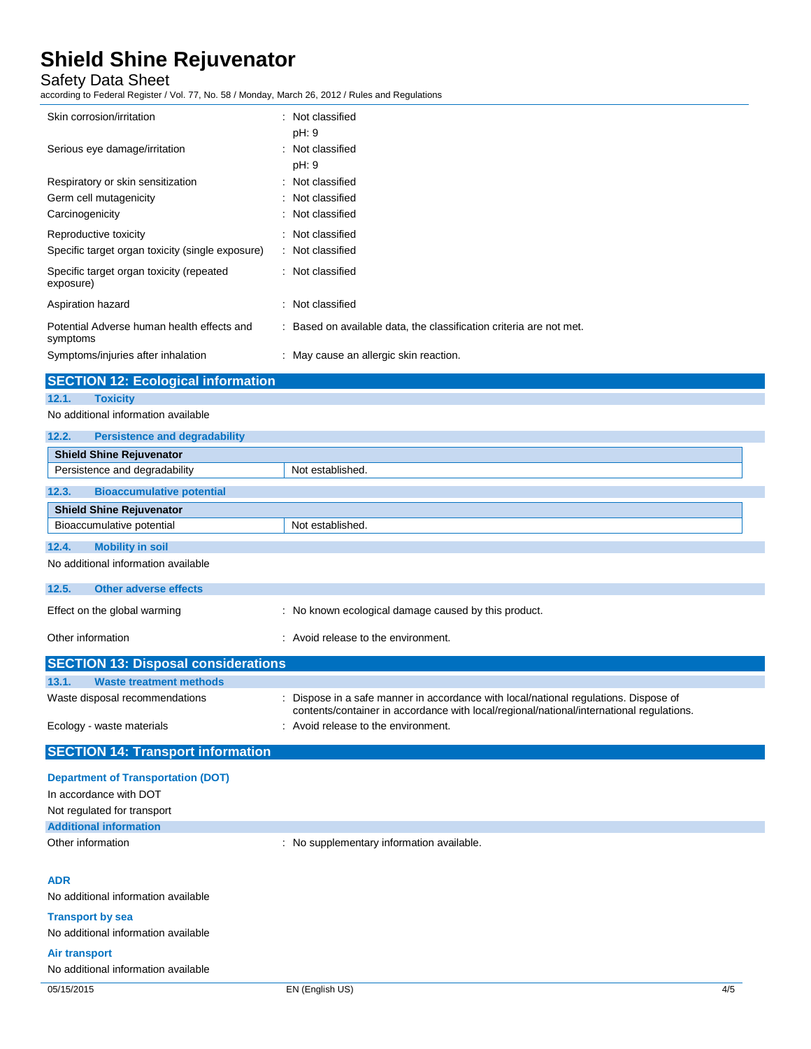| | |
|---|---|
| Skin corrosion/irritation | : Not classified<br>pH: 9 |
| Serious eye damage/irritation | : Not classified<br>pH: 9 |
| Respiratory or skin sensitization | : Not classified |
| Germ cell mutagenicity | : Not classified |
| Carcinogenicity | : Not classified |
| Reproductive toxicity | : Not classified |
| Specific target organ toxicity (single exposure) | : Not classified |
| Specific target organ toxicity (repeated exposure) | : Not classified |
| Aspiration hazard | : Not classified |
| Potential Adverse human health effects and symptoms | : Based on available data, the classification criteria are not met. |
| Symptoms/injuries after inhalation | : May cause an allergic skin reaction. |

## SECTION 12: Ecological information

### 12.1. Toxicity

No additional information available

### 12.2. Persistence and degradability

| Shield Shine Rejuvenator | |
|---|---|
| Persistence and degradability | Not established. |

### 12.3. Bioaccumulative potential

| Shield Shine Rejuvenator | |
|---|---|
| Bioaccumulative potential | Not established. |

### 12.4. Mobility in soil

No additional information available

### 12.5. Other adverse effects

| | |
|---|---|
| Effect on the global warming | : No known ecological damage caused by this product. |
| Other information | : Avoid release to the environment. |

## SECTION 13: Disposal considerations

### 13.1. Waste treatment methods

| | |
|---|---|
| Waste disposal recommendations | : Dispose in a safe manner in accordance with local/national regulations. Dispose of contents/container in accordance with local/regional/national/international regulations. |
| Ecology - waste materials | : Avoid release to the environment. |

## SECTION 14: Transport information

**Department of Transportation (DOT)**

In accordance with DOT

Not regulated for transport

**Additional information**

Other information : No supplementary information available.

**ADR**

No additional information available

**Transport by sea**

No additional information available

**Air transport**

No additional information available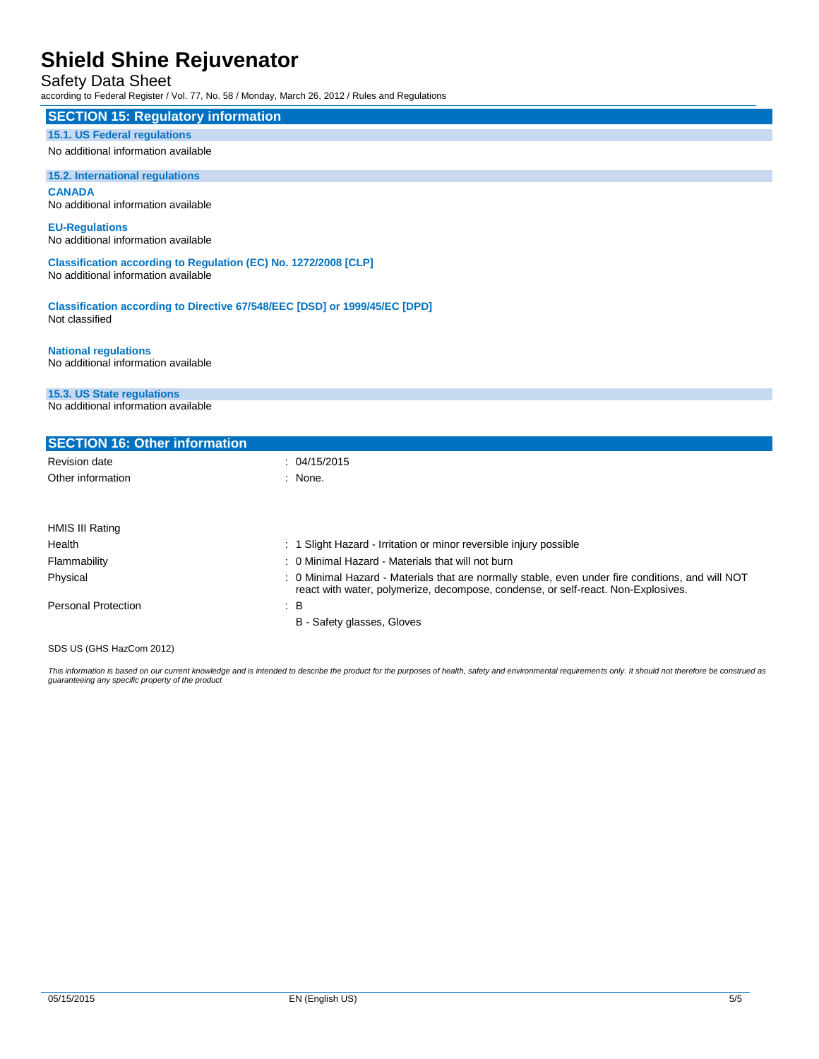## SECTION 15: Regulatory information

### 15.1. US Federal regulations

No additional information available

### 15.2. International regulations

**CANADA**

No additional information available

**EU-Regulations**

No additional information available

**Classification according to Regulation (EC) No. 1272/2008 [CLP]**

No additional information available

**Classification according to Directive 67/548/EEC [DSD] or 1999/45/EC [DPD]**

Not classified

**National regulations**

No additional information available

### 15.3. US State regulations

No additional information available

## SECTION 16: Other information

| | |
|---|---|
| Revision date | : 04/15/2015 |
| Other information | : None. |

| | |
|---|---|
| HMIS III Rating | |
| Health | : 1 Slight Hazard - Irritation or minor reversible injury possible |
| Flammability | : 0 Minimal Hazard - Materials that will not burn |
| Physical | : 0 Minimal Hazard - Materials that are normally stable, even under fire conditions, and will NOT react with water, polymerize, decompose, condense, or self-react. Non-Explosives. |
| Personal Protection | : B |
| | B - Safety glasses, Gloves |

SDS US (GHS HazCom 2012)

*This information is based on our current knowledge and is intended to describe the product for the purposes of health, safety and environmental requirements only. It should not therefore be construed as guaranteeing any specific property of the product*